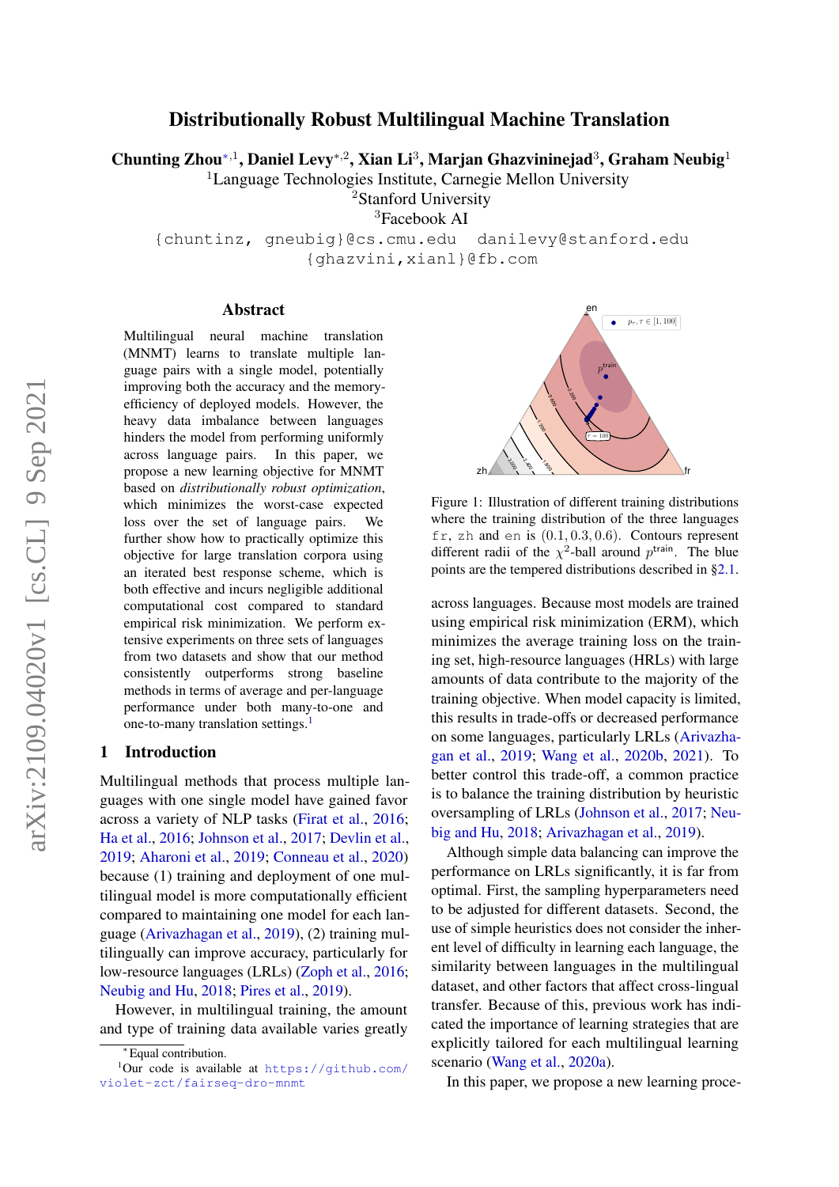# Distributionally Robust Multilingual Machine Translation

**Chunting Zhou**[*,1], **Daniel Levy**[*,2], **Xian Li**[3], **Marjan Ghazvininejad**[3], **Graham Neubig**[1]

[1]Language Technologies Institute, Carnegie Mellon University
[2]Stanford University
[3]Facebook AI

{chuntinz, gneubig}@cs.cmu.edu danilevy@stanford.edu
{ghazvini,xianl}@fb.com

## Abstract

Multilingual neural machine translation (MNMT) learns to translate multiple language pairs with a single model, potentially improving both the accuracy and the memory-efficiency of deployed models. However, the heavy data imbalance between languages hinders the model from performing uniformly across language pairs. In this paper, we propose a new learning objective for MNMT based on *distributionally robust optimization*, which minimizes the worst-case expected loss over the set of language pairs. We further show how to practically optimize this objective for large translation corpora using an iterated best response scheme, which is both effective and incurs negligible additional computational cost compared to standard empirical risk minimization. We perform extensive experiments on three sets of languages from two datasets and show that our method consistently outperforms strong baseline methods in terms of average and per-language performance under both many-to-one and one-to-many translation settings.[1]

## 1 Introduction

Multilingual methods that process multiple languages with one single model have gained favor across a variety of NLP tasks (Firat et al., 2016; Ha et al., 2016; Johnson et al., 2017; Devlin et al., 2019; Aharoni et al., 2019; Conneau et al., 2020) because (1) training and deployment of one multilingual model is more computationally efficient compared to maintaining one model for each language (Arivazhagan et al., 2019), (2) training multilingually can improve accuracy, particularly for low-resource languages (LRLs) (Zoph et al., 2016; Neubig and Hu, 2018; Pires et al., 2019).

However, in multilingual training, the amount and type of training data available varies greatly

Figure 1: Illustration of different training distributions where the training distribution of the three languages fr, zh and en is $(0.1, 0.3, 0.6)$. Contours represent different radii of the $\chi^2$-ball around $p^{\text{train}}$. The blue points are the tempered distributions described in §2.1.

across languages. Because most models are trained using empirical risk minimization (ERM), which minimizes the average training loss on the training set, high-resource languages (HRLs) with large amounts of data contribute to the majority of the training objective. When model capacity is limited, this results in trade-offs or decreased performance on some languages, particularly LRLs (Arivazhagan et al., 2019; Wang et al., 2020b, 2021). To better control this trade-off, a common practice is to balance the training distribution by heuristic oversampling of LRLs (Johnson et al., 2017; Neubig and Hu, 2018; Arivazhagan et al., 2019).

Although simple data balancing can improve the performance on LRLs significantly, it is far from optimal. First, the sampling hyperparameters need to be adjusted for different datasets. Second, the use of simple heuristics does not consider the inherent level of difficulty in learning each language, the similarity between languages in the multilingual dataset, and other factors that affect cross-lingual transfer. Because of this, previous work has indicated the importance of learning strategies that are explicitly tailored for each multilingual learning scenario (Wang et al., 2020a).

In this paper, we propose a new learning proce-

---

*Equal contribution.

[1]Our code is available at https://github.com/violet-zct/fairseq-dro-mnmt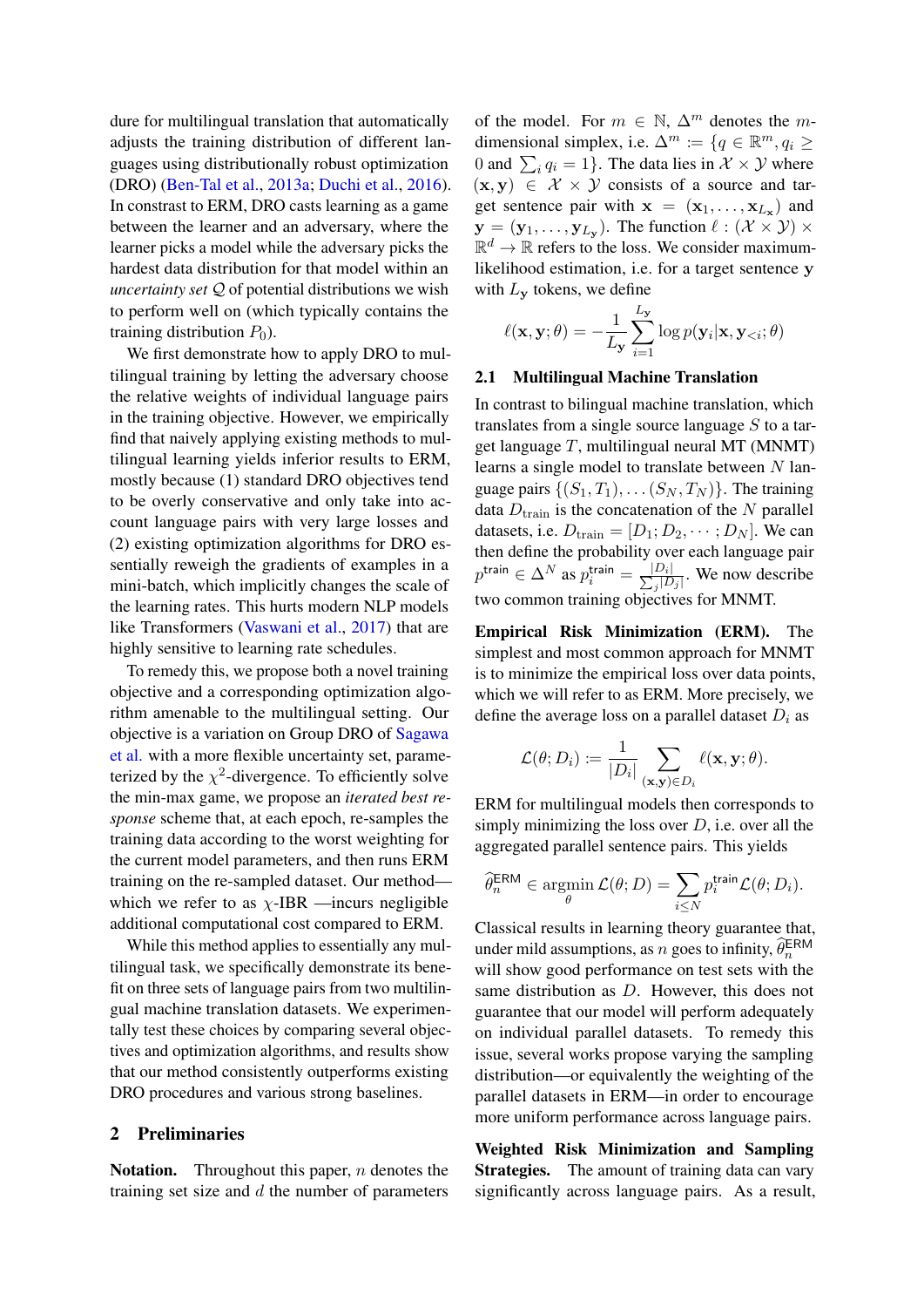dure for multilingual translation that automatically adjusts the training distribution of different languages using distributionally robust optimization (DRO) (Ben-Tal et al., 2013a; Duchi et al., 2016). In constrast to ERM, DRO casts learning as a game between the learner and an adversary, where the learner picks a model while the adversary picks the hardest data distribution for that model within an *uncertainty set* $\mathcal{Q}$ of potential distributions we wish to perform well on (which typically contains the training distribution $P_0$).

We first demonstrate how to apply DRO to multilingual training by letting the adversary choose the relative weights of individual language pairs in the training objective. However, we empirically find that naively applying existing methods to multilingual learning yields inferior results to ERM, mostly because (1) standard DRO objectives tend to be overly conservative and only take into account language pairs with very large losses and (2) existing optimization algorithms for DRO essentially reweigh the gradients of examples in a mini-batch, which implicitly changes the scale of the learning rates. This hurts modern NLP models like Transformers (Vaswani et al., 2017) that are highly sensitive to learning rate schedules.

To remedy this, we propose both a novel training objective and a corresponding optimization algorithm amenable to the multilingual setting. Our objective is a variation on Group DRO of Sagawa et al. with a more flexible uncertainty set, parameterized by the $\chi^2$-divergence. To efficiently solve the min-max game, we propose an *iterated best response* scheme that, at each epoch, re-samples the training data according to the worst weighting for the current model parameters, and then runs ERM training on the re-sampled dataset. Our method—which we refer to as $\chi$-IBR —incurs negligible additional computational cost compared to ERM.

While this method applies to essentially any multilingual task, we specifically demonstrate its benefit on three sets of language pairs from two multilingual machine translation datasets. We experimentally test these choices by comparing several objectives and optimization algorithms, and results show that our method consistently outperforms existing DRO procedures and various strong baselines.

## 2 Preliminaries

**Notation.** Throughout this paper, $n$ denotes the training set size and $d$ the number of parameters of the model. For $m \in \mathbb{N}$, $\Delta^m$ denotes the $m$-dimensional simplex, i.e. $\Delta^m := \{q \in \mathbb{R}^m, q_i \geq 0 \text{ and } \sum_i q_i = 1\}$. The data lies in $\mathcal{X} \times \mathcal{Y}$ where $(\mathbf{x}, \mathbf{y}) \in \mathcal{X} \times \mathcal{Y}$ consists of a source and target sentence pair with $\mathbf{x} = (\mathbf{x}_1, \ldots, \mathbf{x}_{L_\mathbf{x}})$ and $\mathbf{y} = (\mathbf{y}_1, \ldots, \mathbf{y}_{L_\mathbf{y}})$. The function $\ell : (\mathcal{X} \times \mathcal{Y}) \times \mathbb{R}^d \to \mathbb{R}$ refers to the loss. We consider maximum-likelihood estimation, i.e. for a target sentence $\mathbf{y}$ with $L_\mathbf{y}$ tokens, we define

$$\ell(\mathbf{x}, \mathbf{y}; \theta) = -\frac{1}{L_\mathbf{y}} \sum_{i=1}^{L_\mathbf{y}} \log p(\mathbf{y}_i | \mathbf{x}, \mathbf{y}_{<i}; \theta)$$

### 2.1 Multilingual Machine Translation

In contrast to bilingual machine translation, which translates from a single source language $S$ to a target language $T$, multilingual neural MT (MNMT) learns a single model to translate between $N$ language pairs $\{(S_1, T_1), \ldots (S_N, T_N)\}$. The training data $D_{\text{train}}$ is the concatenation of the $N$ parallel datasets, i.e. $D_{\text{train}} = [D_1; D_2, \cdots; D_N]$. We can then define the probability over each language pair $p^{\text{train}} \in \Delta^N$ as $p_i^{\text{train}} = \frac{|D_i|}{\sum_j |D_j|}$. We now describe two common training objectives for MNMT.

**Empirical Risk Minimization (ERM).** The simplest and most common approach for MNMT is to minimize the empirical loss over data points, which we will refer to as ERM. More precisely, we define the average loss on a parallel dataset $D_i$ as

$$\mathcal{L}(\theta; D_i) := \frac{1}{|D_i|} \sum_{(\mathbf{x}, \mathbf{y}) \in D_i} \ell(\mathbf{x}, \mathbf{y}; \theta).$$

ERM for multilingual models then corresponds to simply minimizing the loss over $D$, i.e. over all the aggregated parallel sentence pairs. This yields

$$\widehat{\theta}_n^{\text{ERM}} \in \operatorname*{argmin}_\theta \mathcal{L}(\theta; D) = \sum_{i \leq N} p_i^{\text{train}} \mathcal{L}(\theta; D_i).$$

Classical results in learning theory guarantee that, under mild assumptions, as $n$ goes to infinity, $\widehat{\theta}_n^{\text{ERM}}$ will show good performance on test sets with the same distribution as $D$. However, this does not guarantee that our model will perform adequately on individual parallel datasets. To remedy this issue, several works propose varying the sampling distribution—or equivalently the weighting of the parallel datasets in ERM—in order to encourage more uniform performance across language pairs.

**Weighted Risk Minimization and Sampling Strategies.** The amount of training data can vary significantly across language pairs. As a result,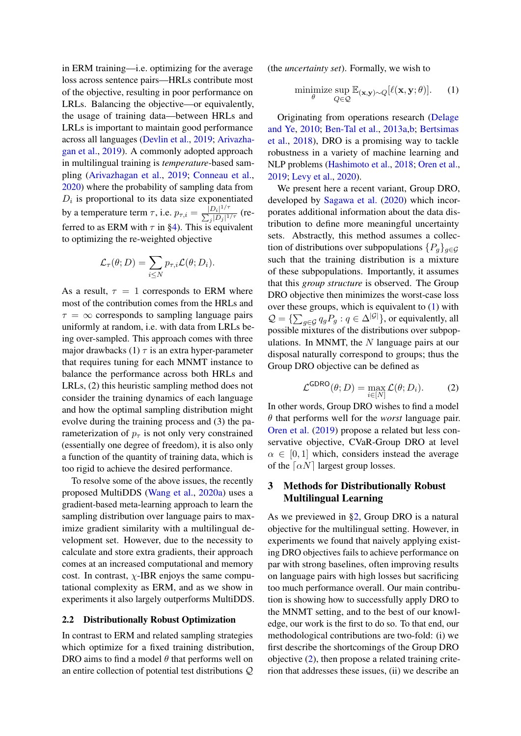in ERM training—i.e. optimizing for the average loss across sentence pairs—HRLs contribute most of the objective, resulting in poor performance on LRLs. Balancing the objective—or equivalently, the usage of training data—between HRLs and LRLs is important to maintain good performance across all languages (Devlin et al., 2019; Arivazhagan et al., 2019). A commonly adopted approach in multilingual training is *temperature*-based sampling (Arivazhagan et al., 2019; Conneau et al., 2020) where the probability of sampling data from $D_i$ is proportional to its data size exponentiated by a temperature term $\tau$, i.e. $p_{\tau,i} = \frac{|D_i|^{1/\tau}}{\sum_j |D_j|^{1/\tau}}$ (referred to as ERM with $\tau$ in §4). This is equivalent to optimizing the re-weighted objective

$$\mathcal{L}_\tau(\theta; D) = \sum_{i \leq N} p_{\tau,i} \mathcal{L}(\theta; D_i).$$

As a result, $\tau = 1$ corresponds to ERM where most of the contribution comes from the HRLs and $\tau = \infty$ corresponds to sampling language pairs uniformly at random, i.e. with data from LRLs being over-sampled. This approach comes with three major drawbacks (1) $\tau$ is an extra hyper-parameter that requires tuning for each MNMT instance to balance the performance across both HRLs and LRLs, (2) this heuristic sampling method does not consider the training dynamics of each language and how the optimal sampling distribution might evolve during the training process and (3) the parameterization of $p_\tau$ is not only very constrained (essentially one degree of freedom), it is also only a function of the quantity of training data, which is too rigid to achieve the desired performance.

To resolve some of the above issues, the recently proposed MultiDDS (Wang et al., 2020a) uses a gradient-based meta-learning approach to learn the sampling distribution over language pairs to maximize gradient similarity with a multilingual development set. However, due to the necessity to calculate and store extra gradients, their approach comes at an increased computational and memory cost. In contrast, $\chi$-IBR enjoys the same computational complexity as ERM, and as we show in experiments it also largely outperforms MultiDDS.

## 2.2 Distributionally Robust Optimization

In contrast to ERM and related sampling strategies which optimize for a fixed training distribution, DRO aims to find a model $\theta$ that performs well on an entire collection of potential test distributions $\mathcal{Q}$ (the *uncertainty set*). Formally, we wish to

$$\underset{\theta}{\text{minimize}} \sup_{Q \in \mathcal{Q}} \mathbb{E}_{(\mathbf{x},\mathbf{y}) \sim Q}[\ell(\mathbf{x}, \mathbf{y}; \theta)]. \quad (1)$$

Originating from operations research (Delage and Ye, 2010; Ben-Tal et al., 2013a,b; Bertsimas et al., 2018), DRO is a promising way to tackle robustness in a variety of machine learning and NLP problems (Hashimoto et al., 2018; Oren et al., 2019; Levy et al., 2020).

We present here a recent variant, Group DRO, developed by Sagawa et al. (2020) which incorporates additional information about the data distribution to define more meaningful uncertainty sets. Abstractly, this method assumes a collection of distributions over subpopulations $\{P_g\}_{g \in \mathcal{G}}$ such that the training distribution is a mixture of these subpopulations. Importantly, it assumes that this *group structure* is observed. The Group DRO objective then minimizes the worst-case loss over these groups, which is equivalent to (1) with $\mathcal{Q} = \{\sum_{g \in \mathcal{G}} q_g P_g : q \in \Delta^{|\mathcal{G}|}\}$, or equivalently, all possible mixtures of the distributions over subpopulations. In MNMT, the $N$ language pairs at our disposal naturally correspond to groups; thus the Group DRO objective can be defined as

$$\mathcal{L}^{\text{GDRO}}(\theta; D) = \max_{i \in [N]} \mathcal{L}(\theta; D_i). \quad (2)$$

In other words, Group DRO wishes to find a model $\theta$ that performs well for the *worst* language pair. Oren et al. (2019) propose a related but less conservative objective, CVaR-Group DRO at level $\alpha \in [0, 1]$ which, considers instead the average of the $\lceil \alpha N \rceil$ largest group losses.

# 3 Methods for Distributionally Robust Multilingual Learning

As we previewed in §2, Group DRO is a natural objective for the multilingual setting. However, in experiments we found that naively applying existing DRO objectives fails to achieve performance on par with strong baselines, often improving results on language pairs with high losses but sacrificing too much performance overall. Our main contribution is showing how to successfully apply DRO to the MNMT setting, and to the best of our knowledge, our work is the first to do so. To that end, our methodological contributions are two-fold: (i) we first describe the shortcomings of the Group DRO objective (2), then propose a related training criterion that addresses these issues, (ii) we describe an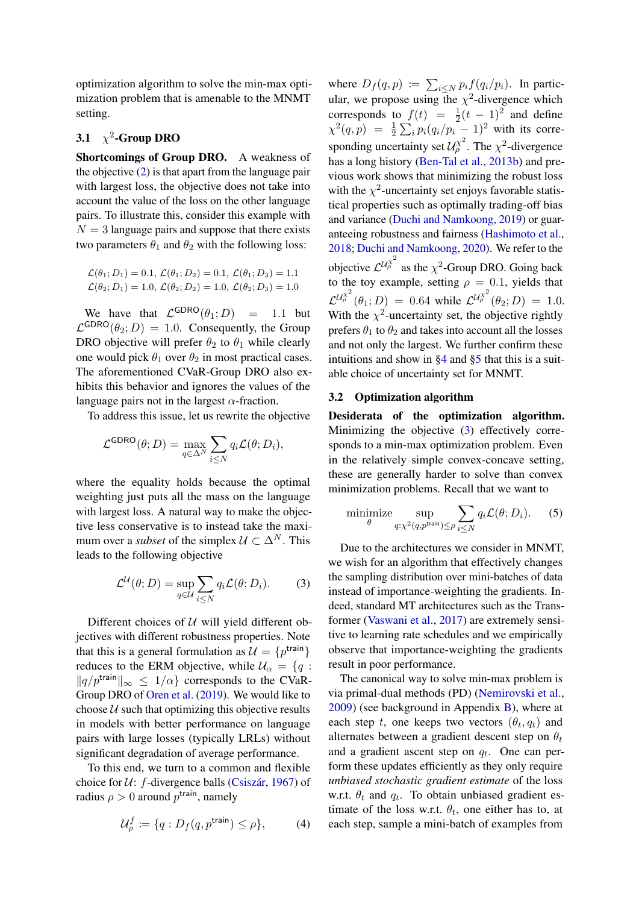optimization algorithm to solve the min-max optimization problem that is amenable to the MNMT setting.

### 3.1 $\chi^2$-Group DRO

**Shortcomings of Group DRO.** A weakness of the objective (2) is that apart from the language pair with largest loss, the objective does not take into account the value of the loss on the other language pairs. To illustrate this, consider this example with $N = 3$ language pairs and suppose that there exists two parameters $\theta_1$ and $\theta_2$ with the following loss:

$$\mathcal{L}(\theta_1; D_1) = 0.1,\ \mathcal{L}(\theta_1; D_2) = 0.1,\ \mathcal{L}(\theta_1; D_3) = 1.1$$
$$\mathcal{L}(\theta_2; D_1) = 1.0,\ \mathcal{L}(\theta_2; D_2) = 1.0,\ \mathcal{L}(\theta_2; D_3) = 1.0$$

We have that $\mathcal{L}^{\mathsf{GDRO}}(\theta_1; D) = 1.1$ but $\mathcal{L}^{\mathsf{GDRO}}(\theta_2; D) = 1.0$. Consequently, the Group DRO objective will prefer $\theta_2$ to $\theta_1$ while clearly one would pick $\theta_1$ over $\theta_2$ in most practical cases. The aforementioned CVaR-Group DRO also exhibits this behavior and ignores the values of the language pairs not in the largest $\alpha$-fraction.

To address this issue, let us rewrite the objective

$$\mathcal{L}^{\mathsf{GDRO}}(\theta; D) = \max_{q \in \Delta^N} \sum_{i \le N} q_i \mathcal{L}(\theta; D_i),$$

where the equality holds because the optimal weighting just puts all the mass on the language with largest loss. A natural way to make the objective less conservative is to instead take the maximum over a *subset* of the simplex $\mathcal{U} \subset \Delta^N$. This leads to the following objective

$$\mathcal{L}^{\mathcal{U}}(\theta; D) = \sup_{q \in \mathcal{U}} \sum_{i \le N} q_i \mathcal{L}(\theta; D_i). \tag{3}$$

Different choices of $\mathcal{U}$ will yield different objectives with different robustness properties. Note that this is a general formulation as $\mathcal{U} = \{p^{\mathsf{train}}\}$ reduces to the ERM objective, while $\mathcal{U}_\alpha = \{q : \|q/p^{\mathsf{train}}\|_\infty \le 1/\alpha\}$ corresponds to the CVaR-Group DRO of Oren et al. (2019). We would like to choose $\mathcal{U}$ such that optimizing this objective results in models with better performance on language pairs with large losses (typically LRLs) without significant degradation of average performance.

To this end, we turn to a common and flexible choice for $\mathcal{U}$: $f$-divergence balls (Csiszár, 1967) of radius $\rho > 0$ around $p^{\mathsf{train}}$, namely

$$\mathcal{U}_\rho^f := \{q : D_f(q, p^{\mathsf{train}}) \le \rho\}, \tag{4}$$

where $D_f(q,p) := \sum_{i \le N} p_i f(q_i/p_i)$. In particular, we propose using the $\chi^2$-divergence which corresponds to $f(t) = \frac{1}{2}(t-1)^2$ and define $\chi^2(q,p) = \frac{1}{2}\sum_i p_i (q_i/p_i - 1)^2$ with its corresponding uncertainty set $\mathcal{U}_\rho^{\chi^2}$. The $\chi^2$-divergence has a long history (Ben-Tal et al., 2013b) and previous work shows that minimizing the robust loss with the $\chi^2$-uncertainty set enjoys favorable statistical properties such as optimally trading-off bias and variance (Duchi and Namkoong, 2019) or guaranteeing robustness and fairness (Hashimoto et al., 2018; Duchi and Namkoong, 2020). We refer to the objective $\mathcal{L}^{\mathcal{U}_\rho^{\chi^2}}$ as the $\chi^2$-Group DRO. Going back to the toy example, setting $\rho = 0.1$, yields that $\mathcal{L}^{\mathcal{U}_\rho^{\chi^2}}(\theta_1; D) = 0.64$ while $\mathcal{L}^{\mathcal{U}_\rho^{\chi^2}}(\theta_2; D) = 1.0$. With the $\chi^2$-uncertainty set, the objective rightly prefers $\theta_1$ to $\theta_2$ and takes into account all the losses and not only the largest. We further confirm these intuitions and show in §4 and §5 that this is a suitable choice of uncertainty set for MNMT.

### 3.2 Optimization algorithm

**Desiderata of the optimization algorithm.** Minimizing the objective (3) effectively corresponds to a min-max optimization problem. Even in the relatively simple convex-concave setting, these are generally harder to solve than convex minimization problems. Recall that we want to

$$\underset{\theta}{\text{minimize}} \sup_{q : \chi^2(q, p^{\mathsf{train}}) \le \rho} \sum_{i \le N} q_i \mathcal{L}(\theta; D_i). \tag{5}$$

Due to the architectures we consider in MNMT, we wish for an algorithm that effectively changes the sampling distribution over mini-batches of data instead of importance-weighting the gradients. Indeed, standard MT architectures such as the Transformer (Vaswani et al., 2017) are extremely sensitive to learning rate schedules and we empirically observe that importance-weighting the gradients result in poor performance.

The canonical way to solve min-max problem is via primal-dual methods (PD) (Nemirovski et al., 2009) (see background in Appendix B), where at each step $t$, one keeps two vectors $(\theta_t, q_t)$ and alternates between a gradient descent step on $\theta_t$ and a gradient ascent step on $q_t$. One can perform these updates efficiently as they only require *unbiased stochastic gradient estimate* of the loss w.r.t. $\theta_t$ and $q_t$. To obtain unbiased gradient estimate of the loss w.r.t. $\theta_t$, one either has to, at each step, sample a mini-batch of examples from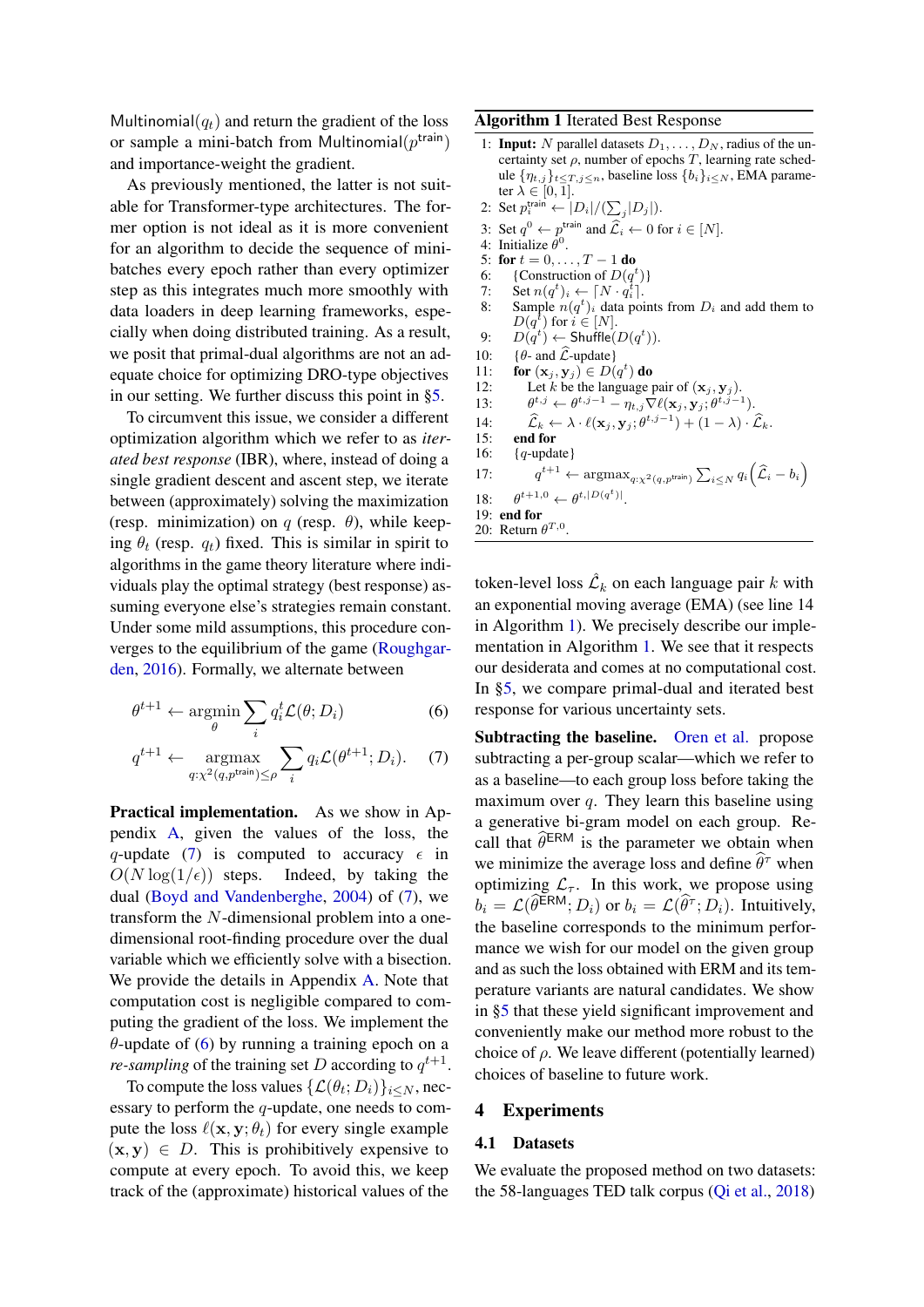Multinomial($q_t$) and return the gradient of the loss or sample a mini-batch from Multinomial($p^{\text{train}}$) and importance-weight the gradient.

As previously mentioned, the latter is not suitable for Transformer-type architectures. The former option is not ideal as it is more convenient for an algorithm to decide the sequence of mini-batches every epoch rather than every optimizer step as this integrates much more smoothly with data loaders in deep learning frameworks, especially when doing distributed training. As a result, we posit that primal-dual algorithms are not an adequate choice for optimizing DRO-type objectives in our setting. We further discuss this point in §5.

To circumvent this issue, we consider a different optimization algorithm which we refer to as *iterated best response* (IBR), where, instead of doing a single gradient descent and ascent step, we iterate between (approximately) solving the maximization (resp. minimization) on $q$ (resp. $\theta$), while keeping $\theta_t$ (resp. $q_t$) fixed. This is similar in spirit to algorithms in the game theory literature where individuals play the optimal strategy (best response) assuming everyone else's strategies remain constant. Under some mild assumptions, this procedure converges to the equilibrium of the game (Roughgarden, 2016). Formally, we alternate between

$$\theta^{t+1} \leftarrow \operatorname*{argmin}_{\theta} \sum_i q_i^t \mathcal{L}(\theta; D_i) \tag{6}$$

$$q^{t+1} \leftarrow \operatorname*{argmax}_{q:\chi^2(q,p^{\text{train}})\leq\rho} \sum_i q_i \mathcal{L}(\theta^{t+1}; D_i). \tag{7}$$

**Practical implementation.** As we show in Appendix A, given the values of the loss, the $q$-update (7) is computed to accuracy $\epsilon$ in $O(N\log(1/\epsilon))$ steps. Indeed, by taking the dual (Boyd and Vandenberghe, 2004) of (7), we transform the $N$-dimensional problem into a one-dimensional root-finding procedure over the dual variable which we efficiently solve with a bisection. We provide the details in Appendix A. Note that computation cost is negligible compared to computing the gradient of the loss. We implement the $\theta$-update of (6) by running a training epoch on a *re-sampling* of the training set $D$ according to $q^{t+1}$.

To compute the loss values $\{\mathcal{L}(\theta_t; D_i)\}_{i\leq N}$, necessary to perform the $q$-update, one needs to compute the loss $\ell(\mathbf{x}, \mathbf{y}; \theta_t)$ for every single example $(\mathbf{x}, \mathbf{y}) \in D$. This is prohibitively expensive to compute at every epoch. To avoid this, we keep track of the (approximate) historical values of the token-level loss $\hat{\mathcal{L}}_k$ on each language pair $k$ with an exponential moving average (EMA) (see line 14 in Algorithm 1). We precisely describe our implementation in Algorithm 1. We see that it respects our desiderata and comes at no computational cost. In §5, we compare primal-dual and iterated best response for various uncertainty sets.

**Algorithm 1** Iterated Best Response

```
1:  Input: N parallel datasets D_1, ..., D_N, radius of the uncertainty set ρ, number of epochs T, learning rate schedule {η_{t,j}}_{t≤T, j≤n}, baseline loss {b_i}_{i≤N}, EMA parameter λ ∈ [0, 1].
2:  Set p_i^train ← |D_i| / (Σ_j |D_j|).
3:  Set q^0 ← p^train and L̂_i ← 0 for i ∈ [N].
4:  Initialize θ^0.
5:  for t = 0, ..., T − 1 do
6:      {Construction of D(q^t)}
7:      Set n(q^t)_i ← ⌈N · q_i^t⌉.
8:      Sample n(q^t)_i data points from D_i and add them to D(q^t) for i ∈ [N].
9:      D(q^t) ← Shuffle(D(q^t)).
10:     {θ- and L̂-update}
11:     for (x_j, y_j) ∈ D(q^t) do
12:         Let k be the language pair of (x_j, y_j).
13:         θ^{t,j} ← θ^{t,j−1} − η_{t,j} ∇ℓ(x_j, y_j; θ^{t,j−1}).
14:         L̂_k ← λ · ℓ(x_j, y_j; θ^{t,j−1}) + (1 − λ) · L̂_k.
15:     end for
16:     {q-update}
17:     q^{t+1} ← argmax_{q:χ²(q,p^train)} Σ_{i≤N} q_i (L̂_i − b_i)
18:     θ^{t+1,0} ← θ^{t,|D(q^t)|}.
19: end for
20: Return θ^{T,0}.
```

**Subtracting the baseline.** Oren et al. propose subtracting a per-group scalar—which we refer to as a baseline—to each group loss before taking the maximum over $q$. They learn this baseline using a generative bi-gram model on each group. Recall that $\hat{\theta}^{\text{ERM}}$ is the parameter we obtain when we minimize the average loss and define $\hat{\theta}^{\tau}$ when optimizing $\mathcal{L}_{\tau}$. In this work, we propose using $b_i = \mathcal{L}(\hat{\theta}^{\text{ERM}}; D_i)$ or $b_i = \mathcal{L}(\hat{\theta}^{\tau}; D_i)$. Intuitively, the baseline corresponds to the minimum performance we wish for our model on the given group and as such the loss obtained with ERM and its temperature variants are natural candidates. We show in §5 that these yield significant improvement and conveniently make our method more robust to the choice of $\rho$. We leave different (potentially learned) choices of baseline to future work.

## 4 Experiments

### 4.1 Datasets

We evaluate the proposed method on two datasets: the 58-languages TED talk corpus (Qi et al., 2018)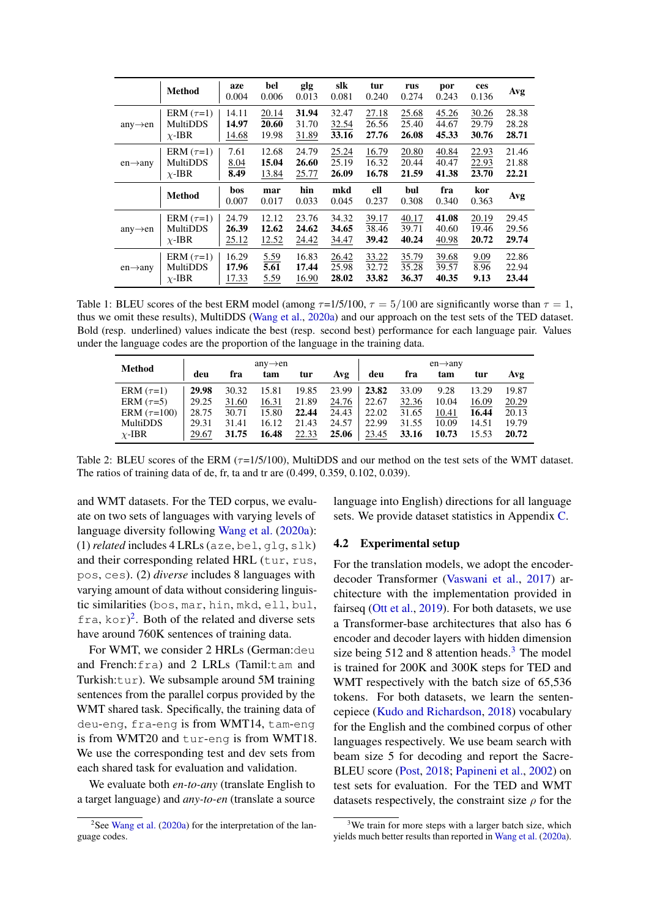| | Method | aze<br>0.004 | bel<br>0.006 | glg<br>0.013 | slk<br>0.081 | tur<br>0.240 | rus<br>0.274 | por<br>0.243 | ces<br>0.136 | Avg |
|---|---|---|---|---|---|---|---|---|---|---|
| any→en | ERM ($\tau$=1) | 14.11 | <u>20.14</u> | **31.94** | 32.47 | <u>27.18</u> | <u>25.68</u> | <u>45.26</u> | <u>30.26</u> | 28.38 |
| | MultiDDS | **14.97** | **20.60** | 31.70 | <u>32.54</u> | 26.56 | 25.40 | 44.67 | 29.79 | 28.28 |
| | $\chi$-IBR | <u>14.68</u> | 19.98 | <u>31.89</u> | **33.16** | **27.76** | **26.08** | **45.33** | **30.76** | **28.71** |
| en→any | ERM ($\tau$=1) | 7.61 | 12.68 | 24.79 | <u>25.24</u> | <u>16.79</u> | <u>20.80</u> | <u>40.84</u> | <u>22.93</u> | 21.46 |
| | MultiDDS | <u>8.04</u> | **15.04** | **26.60** | 25.19 | 16.32 | 20.44 | 40.47 | <u>22.93</u> | 21.88 |
| | $\chi$-IBR | **8.49** | <u>13.84</u> | <u>25.77</u> | **26.09** | **16.78** | **21.59** | **41.38** | **23.70** | **22.21** |
| | **Method** | **bos**<br>0.007 | **mar**<br>0.017 | **hin**<br>0.033 | **mkd**<br>0.045 | **ell**<br>0.237 | **bul**<br>0.308 | **fra**<br>0.340 | **kor**<br>0.363 | **Avg** |
| any→en | ERM ($\tau$=1) | 24.79 | 12.12 | 23.76 | 34.32 | <u>39.17</u> | <u>40.17</u> | **41.08** | <u>20.19</u> | 29.45 |
| | MultiDDS | **26.39** | **12.62** | **24.62** | **34.65** | 38.46 | 39.71 | 40.60 | 19.46 | 29.56 |
| | $\chi$-IBR | <u>25.12</u> | <u>12.52</u> | <u>24.42</u> | <u>34.47</u> | **39.42** | **40.24** | <u>40.98</u> | **20.72** | **29.74** |
| en→any | ERM ($\tau$=1) | 16.29 | <u>5.59</u> | 16.83 | <u>26.42</u> | <u>33.22</u> | <u>35.79</u> | <u>39.68</u> | <u>9.09</u> | 22.86 |
| | MultiDDS | **17.96** | **5.61** | **17.44** | 25.98 | 32.72 | 35.28 | 39.57 | 8.96 | 22.94 |
| | $\chi$-IBR | <u>17.33</u> | <u>5.59</u> | <u>16.90</u> | **28.02** | **33.82** | **36.37** | **40.35** | **9.13** | **23.44** |

Table 1: BLEU scores of the best ERM model (among $\tau$=1/5/100, $\tau = 5/100$ are significantly worse than $\tau = 1$, thus we omit these results), MultiDDS (Wang et al., 2020a) and our approach on the test sets of the TED dataset. Bold (resp. underlined) values indicate the best (resp. second best) performance for each language pair. Values under the language codes are the proportion of the language in the training data.

| Method | any→en | | | | | en→any | | | | |
|---|---|---|---|---|---|---|---|---|---|---|
| | deu | fra | tam | tur | Avg | deu | fra | tam | tur | Avg |
| ERM ($\tau$=1) | **29.98** | 30.32 | 15.81 | 19.85 | 23.99 | **23.82** | 33.09 | 9.28 | 13.29 | 19.87 |
| ERM ($\tau$=5) | 29.25 | <u>31.60</u> | <u>16.31</u> | 21.89 | <u>24.76</u> | 22.67 | <u>32.36</u> | 10.04 | <u>16.09</u> | <u>20.29</u> |
| ERM ($\tau$=100) | 28.75 | 30.71 | 15.80 | **22.44** | 24.43 | 22.02 | 31.65 | <u>10.41</u> | **16.44** | 20.13 |
| MultiDDS | 29.31 | 31.41 | 16.12 | 21.43 | 24.57 | 22.99 | 31.55 | 10.09 | 14.51 | 19.79 |
| $\chi$-IBR | <u>29.67</u> | **31.75** | **16.48** | <u>22.33</u> | **25.06** | <u>23.45</u> | **33.16** | **10.73** | 15.53 | **20.72** |

Table 2: BLEU scores of the ERM ($\tau$=1/5/100), MultiDDS and our method on the test sets of the WMT dataset. The ratios of training data of de, fr, ta and tr are (0.499, 0.359, 0.102, 0.039).

and WMT datasets. For the TED corpus, we evaluate on two sets of languages with varying levels of language diversity following Wang et al. (2020a): (1) *related* includes 4 LRLs (`aze`, `bel`, `glg`, `slk`) and their corresponding related HRL (`tur`, `rus`, `pos`, `ces`). (2) *diverse* includes 8 languages with varying amount of data without considering linguistic similarities (`bos`, `mar`, `hin`, `mkd`, `ell`, `bul`, `fra`, `kor`)[2]. Both of the related and diverse sets have around 760K sentences of training data.

For WMT, we consider 2 HRLs (German:`deu` and French:`fra`) and 2 LRLs (Tamil:`tam` and Turkish:`tur`). We subsample around 5M training sentences from the parallel corpus provided by the WMT shared task. Specifically, the training data of `deu-eng`, `fra-eng` is from WMT14, `tam-eng` is from WMT20 and `tur-eng` is from WMT18. We use the corresponding test and dev sets from each shared task for evaluation and validation.

We evaluate both *en-to-any* (translate English to a target language) and *any-to-en* (translate a source language into English) directions for all language sets. We provide dataset statistics in Appendix C.

## 4.2 Experimental setup

For the translation models, we adopt the encoder-decoder Transformer (Vaswani et al., 2017) architecture with the implementation provided in fairseq (Ott et al., 2019). For both datasets, we use a Transformer-base architectures that also has 6 encoder and decoder layers with hidden dimension size being 512 and 8 attention heads.[3] The model is trained for 200K and 300K steps for TED and WMT respectively with the batch size of 65,536 tokens. For both datasets, we learn the sentencepiece (Kudo and Richardson, 2018) vocabulary for the English and the combined corpus of other languages respectively. We use beam search with beam size 5 for decoding and report the SacreBLEU score (Post, 2018; Papineni et al., 2002) on test sets for evaluation. For the TED and WMT datasets respectively, the constraint size $\rho$ for the

[2] See Wang et al. (2020a) for the interpretation of the language codes.

[3] We train for more steps with a larger batch size, which yields much better results than reported in Wang et al. (2020a).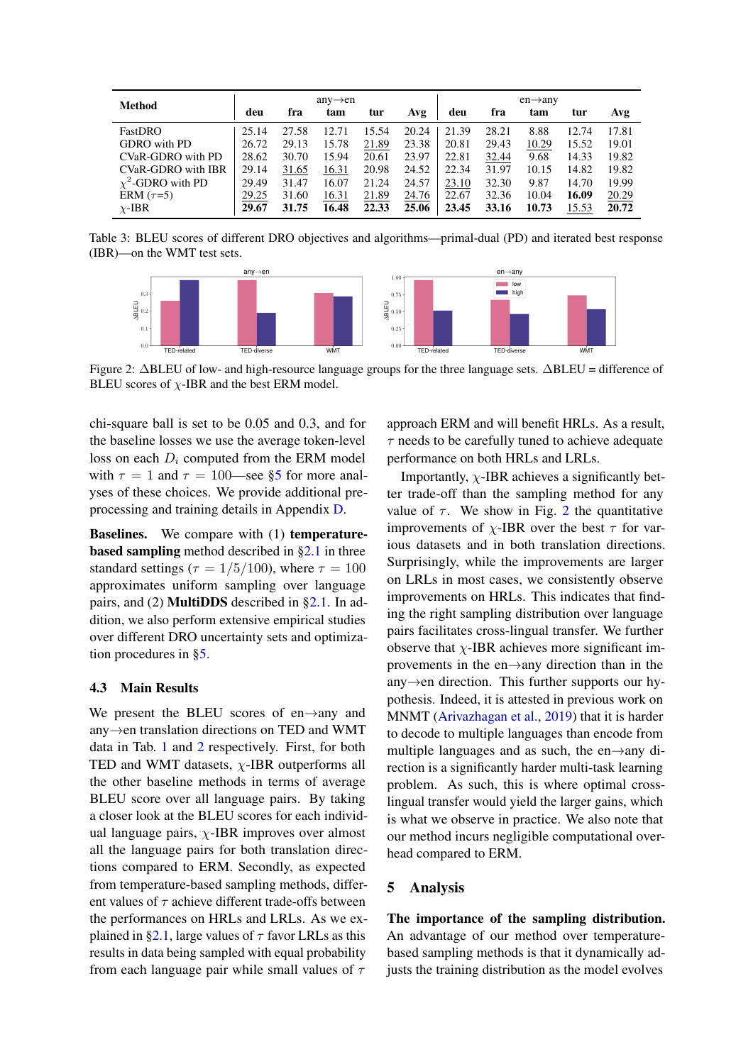| Method | any→en | | | | | en→any | | | | |
|---|---|---|---|---|---|---|---|---|---|---|
| | deu | fra | tam | tur | Avg | deu | fra | tam | tur | Avg |
| FastDRO | 25.14 | 27.58 | 12.71 | 15.54 | 20.24 | 21.39 | 28.21 | 8.88 | 12.74 | 17.81 |
| GDRO with PD | 26.72 | 29.13 | 15.78 | <u>21.89</u> | 23.38 | 20.81 | 29.43 | <u>10.29</u> | 15.52 | 19.01 |
| CVaR-GDRO with PD | 28.62 | 30.70 | 15.94 | 20.61 | 23.97 | 22.81 | <u>32.44</u> | 9.68 | 14.33 | 19.82 |
| CVaR-GDRO with IBR | 29.14 | <u>31.65</u> | <u>16.31</u> | 20.98 | 24.52 | 22.34 | 31.97 | 10.15 | 14.82 | 19.82 |
| $\chi^2$-GDRO with PD | 29.49 | 31.47 | 16.07 | 21.24 | 24.57 | <u>23.10</u> | 32.30 | 9.87 | 14.70 | 19.99 |
| ERM ($\tau$=5) | <u>29.25</u> | 31.60 | <u>16.31</u> | <u>21.89</u> | <u>24.76</u> | 22.67 | 32.36 | 10.04 | **16.09** | <u>20.29</u> |
| $\chi$-IBR | **29.67** | **31.75** | **16.48** | **22.33** | **25.06** | **23.45** | **33.16** | **10.73** | <u>15.53</u> | **20.72** |

Table 3: BLEU scores of different DRO objectives and algorithms—primal-dual (PD) and iterated best response (IBR)—on the WMT test sets.

Figure 2: $\Delta$BLEU of low- and high-resource language groups for the three language sets. $\Delta$BLEU = difference of BLEU scores of $\chi$-IBR and the best ERM model.

chi-square ball is set to be 0.05 and 0.3, and for the baseline losses we use the average token-level loss on each $D_i$ computed from the ERM model with $\tau = 1$ and $\tau = 100$—see §5 for more analyses of these choices. We provide additional preprocessing and training details in Appendix D.

**Baselines.** We compare with (1) **temperature-based sampling** method described in §2.1 in three standard settings ($\tau = 1/5/100$), where $\tau = 100$ approximates uniform sampling over language pairs, and (2) **MultiDDS** described in §2.1. In addition, we also perform extensive empirical studies over different DRO uncertainty sets and optimization procedures in §5.

### 4.3 Main Results

We present the BLEU scores of en→any and any→en translation directions on TED and WMT data in Tab. 1 and 2 respectively. First, for both TED and WMT datasets, $\chi$-IBR outperforms all the other baseline methods in terms of average BLEU score over all language pairs. By taking a closer look at the BLEU scores for each individual language pairs, $\chi$-IBR improves over almost all the language pairs for both translation directions compared to ERM. Secondly, as expected from temperature-based sampling methods, different values of $\tau$ achieve different trade-offs between the performances on HRLs and LRLs. As we explained in §2.1, large values of $\tau$ favor LRLs as this results in data being sampled with equal probability from each language pair while small values of $\tau$ approach ERM and will benefit HRLs. As a result, $\tau$ needs to be carefully tuned to achieve adequate performance on both HRLs and LRLs.

Importantly, $\chi$-IBR achieves a significantly better trade-off than the sampling method for any value of $\tau$. We show in Fig. 2 the quantitative improvements of $\chi$-IBR over the best $\tau$ for various datasets and in both translation directions. Surprisingly, while the improvements are larger on LRLs in most cases, we consistently observe improvements on HRLs. This indicates that finding the right sampling distribution over language pairs facilitates cross-lingual transfer. We further observe that $\chi$-IBR achieves more significant improvements in the en→any direction than in the any→en direction. This further supports our hypothesis. Indeed, it is attested in previous work on MNMT (Arivazhagan et al., 2019) that it is harder to decode to multiple languages than encode from multiple languages and as such, the en→any direction is a significantly harder multi-task learning problem. As such, this is where optimal cross-lingual transfer would yield the larger gains, which is what we observe in practice. We also note that our method incurs negligible computational overhead compared to ERM.

## 5 Analysis

**The importance of the sampling distribution.** An advantage of our method over temperature-based sampling methods is that it dynamically adjusts the training distribution as the model evolves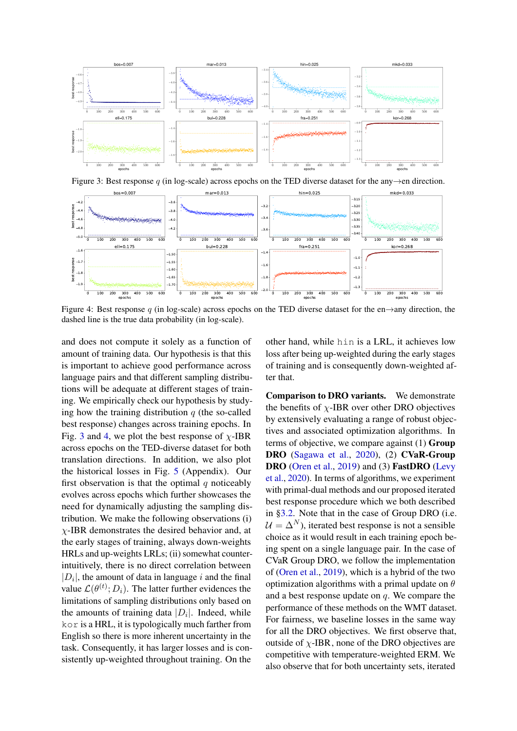Figure 3: Best response $q$ (in log-scale) across epochs on the TED diverse dataset for the any→en direction.

Figure 4: Best response $q$ (in log-scale) across epochs on the TED diverse dataset for the en→any direction, the dashed line is the true data probability (in log-scale).

and does not compute it solely as a function of amount of training data. Our hypothesis is that this is important to achieve good performance across language pairs and that different sampling distributions will be adequate at different stages of training. We empirically check our hypothesis by studying how the training distribution $q$ (the so-called best response) changes across training epochs. In Fig. 3 and 4, we plot the best response of $\chi$-IBR across epochs on the TED-diverse dataset for both translation directions. In addition, we also plot the historical losses in Fig. 5 (Appendix). Our first observation is that the optimal $q$ noticeably evolves across epochs which further showcases the need for dynamically adjusting the sampling distribution. We make the following observations (i) $\chi$-IBR demonstrates the desired behavior and, at the early stages of training, always down-weights HRLs and up-weights LRLs; (ii) somewhat counter-intuitively, there is no direct correlation between $|D_i|$, the amount of data in language $i$ and the final value $\mathcal{L}(\theta^{(t)}; D_i)$. The latter further evidences the limitations of sampling distributions only based on the amounts of training data $|D_i|$. Indeed, while kor is a HRL, it is typologically much farther from English so there is more inherent uncertainty in the task. Consequently, it has larger losses and is consistently up-weighted throughout training. On the other hand, while hin is a LRL, it achieves low loss after being up-weighted during the early stages of training and is consequently down-weighted after that.

**Comparison to DRO variants.** We demonstrate the benefits of $\chi$-IBR over other DRO objectives by extensively evaluating a range of robust objectives and associated optimization algorithms. In terms of objective, we compare against (1) **Group DRO** (Sagawa et al., 2020), (2) **CVaR-Group DRO** (Oren et al., 2019) and (3) **FastDRO** (Levy et al., 2020). In terms of algorithms, we experiment with primal-dual methods and our proposed iterated best response procedure which we both described in §3.2. Note that in the case of Group DRO (i.e. $\mathcal{U} = \Delta^N$), iterated best response is not a sensible choice as it would result in each training epoch being spent on a single language pair. In the case of CVaR Group DRO, we follow the implementation of (Oren et al., 2019), which is a hybrid of the two optimization algorithms with a primal update on $\theta$ and a best response update on $q$. We compare the performance of these methods on the WMT dataset. For fairness, we baseline losses in the same way for all the DRO objectives. We first observe that, outside of $\chi$-IBR, none of the DRO objectives are competitive with temperature-weighted ERM. We also observe that for both uncertainty sets, iterated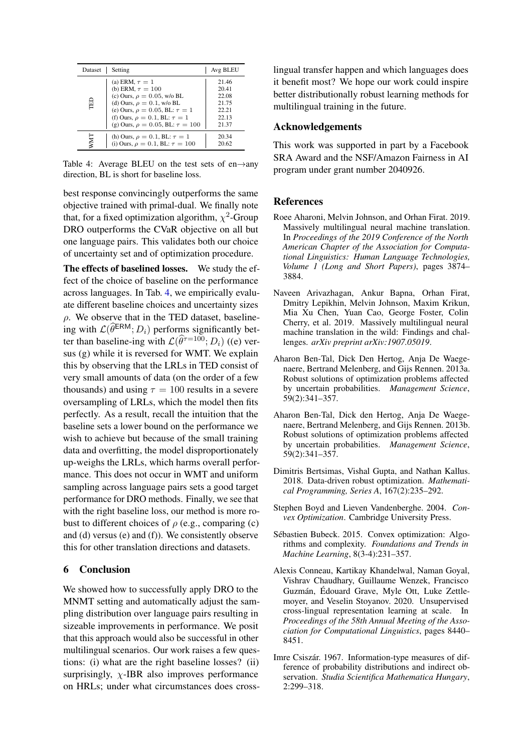| Dataset | Setting | Avg BLEU |
|---|---|---|
| TED | (a) ERM, $\tau = 1$ | 21.46 |
| | (b) ERM, $\tau = 100$ | 20.41 |
| | (c) Ours, $\rho = 0.05$, w/o BL | 22.08 |
| | (d) Ours, $\rho = 0.1$, w/o BL | 21.75 |
| | (e) Ours, $\rho = 0.05$, BL: $\tau = 1$ | 22.21 |
| | (f) Ours, $\rho = 0.1$, BL: $\tau = 1$ | 22.13 |
| | (g) Ours, $\rho = 0.05$, BL: $\tau = 100$ | 21.37 |
| WMT | (h) Ours, $\rho = 0.1$, BL: $\tau = 1$ | 20.34 |
| | (i) Ours, $\rho = 0.1$, BL: $\tau = 100$ | 20.62 |

Table 4: Average BLEU on the test sets of en→any direction, BL is short for baseline loss.

best response convincingly outperforms the same objective trained with primal-dual. We finally note that, for a fixed optimization algorithm, $\chi^2$-Group DRO outperforms the CVaR objective on all but one language pairs. This validates both our choice of uncertainty set and of optimization procedure.

**The effects of baselined losses.** We study the effect of the choice of baseline on the performance across languages. In Tab. 4, we empirically evaluate different baseline choices and uncertainty sizes $\rho$. We observe that in the TED dataset, baselineing with $\mathcal{L}(\widehat{\theta}^{\mathsf{ERM}}; D_i)$ performs significantly better than baseline-ing with $\mathcal{L}(\widehat{\theta}^{\tau=100}; D_i)$ ((e) versus (g)) while it is reversed for WMT. We explain this by observing that the LRLs in TED consist of very small amounts of data (on the order of a few thousands) and using $\tau = 100$ results in a severe oversampling of LRLs, which the model then fits perfectly. As a result, recall the intuition that the baseline sets a lower bound on the performance we wish to achieve but because of the small training data and overfitting, the model disproportionately up-weighs the LRLs, which harms overall performance. This does not occur in WMT and uniform sampling across language pairs sets a good target performance for DRO methods. Finally, we see that with the right baseline loss, our method is more robust to different choices of $\rho$ (e.g., comparing (c) and (d) versus (e) and (f)). We consistently observe this for other translation directions and datasets.

## 6 Conclusion

We showed how to successfully apply DRO to the MNMT setting and automatically adjust the sampling distribution over language pairs resulting in sizeable improvements in performance. We posit that this approach would also be successful in other multilingual scenarios. Our work raises a few questions: (i) what are the right baseline losses? (ii) surprisingly, $\chi$-IBR also improves performance on HRLs; under what circumstances does cross-lingual transfer happen and which languages does it benefit most? We hope our work could inspire better distributionally robust learning methods for multilingual training in the future.

## Acknowledgements

This work was supported in part by a Facebook SRA Award and the NSF/Amazon Fairness in AI program under grant number 2040926.

## References

Roee Aharoni, Melvin Johnson, and Orhan Firat. 2019. Massively multilingual neural machine translation. In *Proceedings of the 2019 Conference of the North American Chapter of the Association for Computational Linguistics: Human Language Technologies, Volume 1 (Long and Short Papers)*, pages 3874–3884.

Naveen Arivazhagan, Ankur Bapna, Orhan Firat, Dmitry Lepikhin, Melvin Johnson, Maxim Krikun, Mia Xu Chen, Yuan Cao, George Foster, Colin Cherry, et al. 2019. Massively multilingual neural machine translation in the wild: Findings and challenges. *arXiv preprint arXiv:1907.05019*.

Aharon Ben-Tal, Dick Den Hertog, Anja De Waegenaere, Bertrand Melenberg, and Gijs Rennen. 2013a. Robust solutions of optimization problems affected by uncertain probabilities. *Management Science*, 59(2):341–357.

Aharon Ben-Tal, Dick den Hertog, Anja De Waegenaere, Bertrand Melenberg, and Gijs Rennen. 2013b. Robust solutions of optimization problems affected by uncertain probabilities. *Management Science*, 59(2):341–357.

Dimitris Bertsimas, Vishal Gupta, and Nathan Kallus. 2018. Data-driven robust optimization. *Mathematical Programming, Series A*, 167(2):235–292.

Stephen Boyd and Lieven Vandenberghe. 2004. *Convex Optimization*. Cambridge University Press.

Sébastien Bubeck. 2015. Convex optimization: Algorithms and complexity. *Foundations and Trends in Machine Learning*, 8(3-4):231–357.

Alexis Conneau, Kartikay Khandelwal, Naman Goyal, Vishrav Chaudhary, Guillaume Wenzek, Francisco Guzmán, Édouard Grave, Myle Ott, Luke Zettlemoyer, and Veselin Stoyanov. 2020. Unsupervised cross-lingual representation learning at scale. In *Proceedings of the 58th Annual Meeting of the Association for Computational Linguistics*, pages 8440–8451.

Imre Csiszár. 1967. Information-type measures of difference of probability distributions and indirect observation. *Studia Scientifica Mathematica Hungary*, 2:299–318.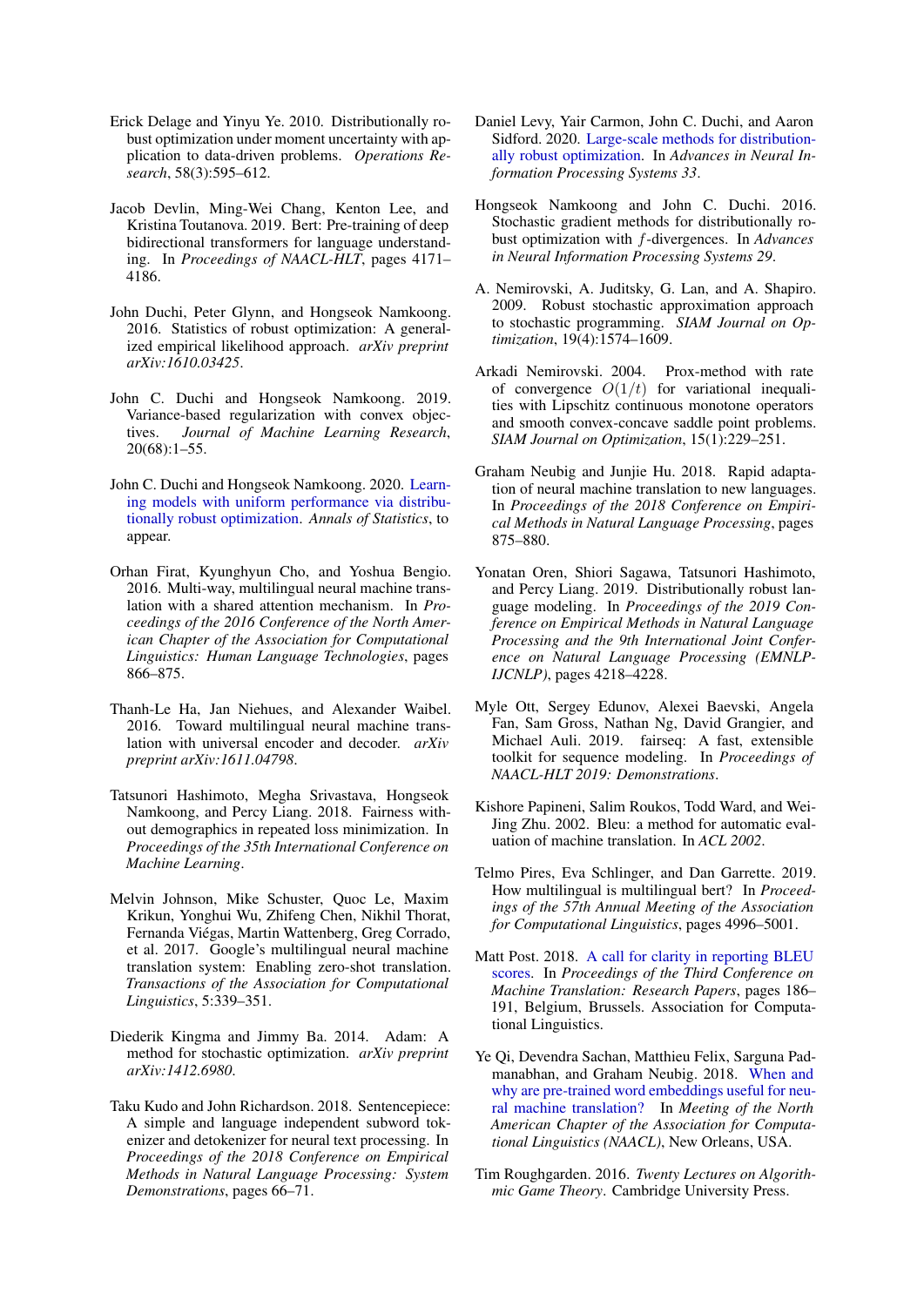Erick Delage and Yinyu Ye. 2010. Distributionally robust optimization under moment uncertainty with application to data-driven problems. *Operations Research*, 58(3):595–612.

Jacob Devlin, Ming-Wei Chang, Kenton Lee, and Kristina Toutanova. 2019. Bert: Pre-training of deep bidirectional transformers for language understanding. In *Proceedings of NAACL-HLT*, pages 4171–4186.

John Duchi, Peter Glynn, and Hongseok Namkoong. 2016. Statistics of robust optimization: A generalized empirical likelihood approach. *arXiv preprint arXiv:1610.03425*.

John C. Duchi and Hongseok Namkoong. 2019. Variance-based regularization with convex objectives. *Journal of Machine Learning Research*, 20(68):1–55.

John C. Duchi and Hongseok Namkoong. 2020. Learning models with uniform performance via distributionally robust optimization. *Annals of Statistics*, to appear.

Orhan Firat, Kyunghyun Cho, and Yoshua Bengio. 2016. Multi-way, multilingual neural machine translation with a shared attention mechanism. In *Proceedings of the 2016 Conference of the North American Chapter of the Association for Computational Linguistics: Human Language Technologies*, pages 866–875.

Thanh-Le Ha, Jan Niehues, and Alexander Waibel. 2016. Toward multilingual neural machine translation with universal encoder and decoder. *arXiv preprint arXiv:1611.04798*.

Tatsunori Hashimoto, Megha Srivastava, Hongseok Namkoong, and Percy Liang. 2018. Fairness without demographics in repeated loss minimization. In *Proceedings of the 35th International Conference on Machine Learning*.

Melvin Johnson, Mike Schuster, Quoc Le, Maxim Krikun, Yonghui Wu, Zhifeng Chen, Nikhil Thorat, Fernanda Viégas, Martin Wattenberg, Greg Corrado, et al. 2017. Google's multilingual neural machine translation system: Enabling zero-shot translation. *Transactions of the Association for Computational Linguistics*, 5:339–351.

Diederik Kingma and Jimmy Ba. 2014. Adam: A method for stochastic optimization. *arXiv preprint arXiv:1412.6980*.

Taku Kudo and John Richardson. 2018. Sentencepiece: A simple and language independent subword tokenizer and detokenizer for neural text processing. In *Proceedings of the 2018 Conference on Empirical Methods in Natural Language Processing: System Demonstrations*, pages 66–71.

Daniel Levy, Yair Carmon, John C. Duchi, and Aaron Sidford. 2020. Large-scale methods for distributionally robust optimization. In *Advances in Neural Information Processing Systems 33*.

Hongseok Namkoong and John C. Duchi. 2016. Stochastic gradient methods for distributionally robust optimization with $f$-divergences. In *Advances in Neural Information Processing Systems 29*.

A. Nemirovski, A. Juditsky, G. Lan, and A. Shapiro. 2009. Robust stochastic approximation approach to stochastic programming. *SIAM Journal on Optimization*, 19(4):1574–1609.

Arkadi Nemirovski. 2004. Prox-method with rate of convergence $O(1/t)$ for variational inequalities with Lipschitz continuous monotone operators and smooth convex-concave saddle point problems. *SIAM Journal on Optimization*, 15(1):229–251.

Graham Neubig and Junjie Hu. 2018. Rapid adaptation of neural machine translation to new languages. In *Proceedings of the 2018 Conference on Empirical Methods in Natural Language Processing*, pages 875–880.

Yonatan Oren, Shiori Sagawa, Tatsunori Hashimoto, and Percy Liang. 2019. Distributionally robust language modeling. In *Proceedings of the 2019 Conference on Empirical Methods in Natural Language Processing and the 9th International Joint Conference on Natural Language Processing (EMNLP-IJCNLP)*, pages 4218–4228.

Myle Ott, Sergey Edunov, Alexei Baevski, Angela Fan, Sam Gross, Nathan Ng, David Grangier, and Michael Auli. 2019. fairseq: A fast, extensible toolkit for sequence modeling. In *Proceedings of NAACL-HLT 2019: Demonstrations*.

Kishore Papineni, Salim Roukos, Todd Ward, and Wei-Jing Zhu. 2002. Bleu: a method for automatic evaluation of machine translation. In *ACL 2002*.

Telmo Pires, Eva Schlinger, and Dan Garrette. 2019. How multilingual is multilingual bert? In *Proceedings of the 57th Annual Meeting of the Association for Computational Linguistics*, pages 4996–5001.

Matt Post. 2018. A call for clarity in reporting BLEU scores. In *Proceedings of the Third Conference on Machine Translation: Research Papers*, pages 186–191, Belgium, Brussels. Association for Computational Linguistics.

Ye Qi, Devendra Sachan, Matthieu Felix, Sarguna Padmanabhan, and Graham Neubig. 2018. When and why are pre-trained word embeddings useful for neural machine translation? In *Meeting of the North American Chapter of the Association for Computational Linguistics (NAACL)*, New Orleans, USA.

Tim Roughgarden. 2016. *Twenty Lectures on Algorithmic Game Theory*. Cambridge University Press.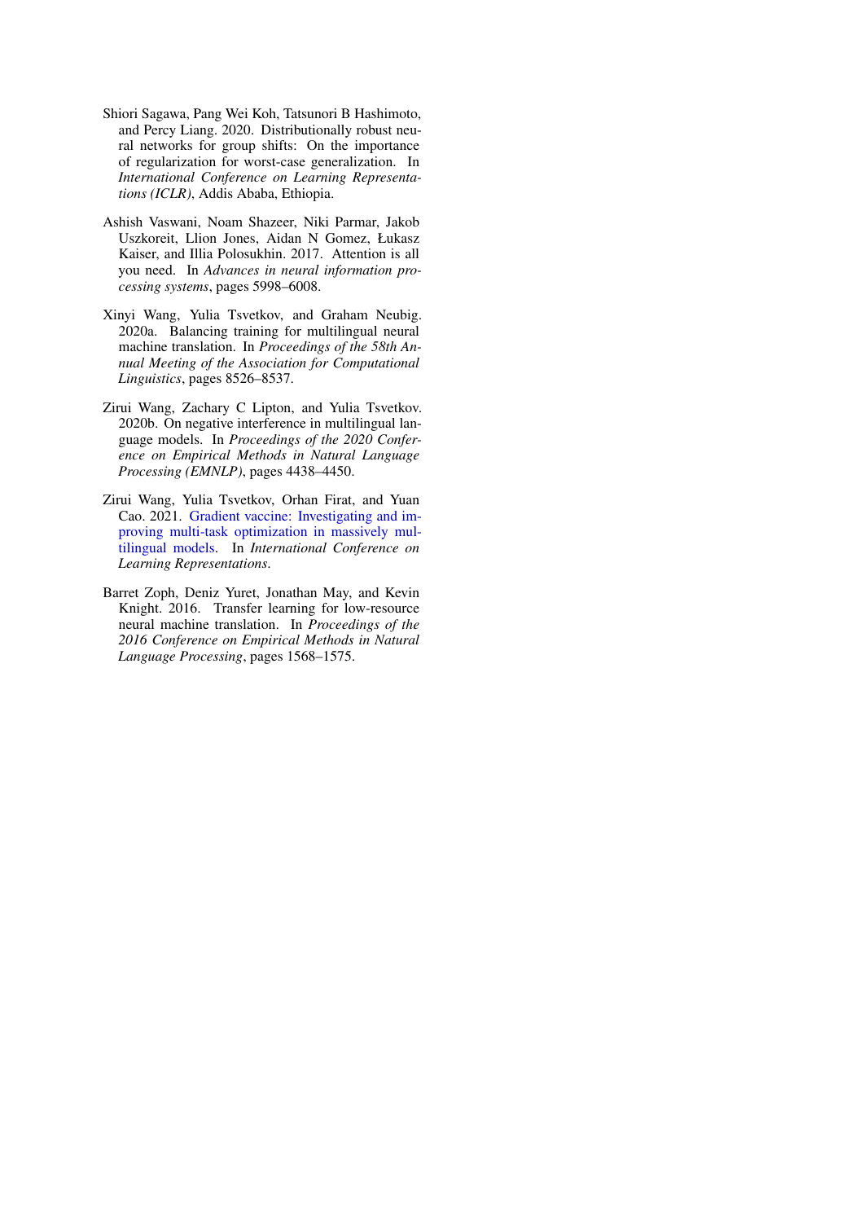Shiori Sagawa, Pang Wei Koh, Tatsunori B Hashimoto, and Percy Liang. 2020. Distributionally robust neural networks for group shifts: On the importance of regularization for worst-case generalization. In *International Conference on Learning Representations (ICLR)*, Addis Ababa, Ethiopia.

Ashish Vaswani, Noam Shazeer, Niki Parmar, Jakob Uszkoreit, Llion Jones, Aidan N Gomez, Łukasz Kaiser, and Illia Polosukhin. 2017. Attention is all you need. In *Advances in neural information processing systems*, pages 5998–6008.

Xinyi Wang, Yulia Tsvetkov, and Graham Neubig. 2020a. Balancing training for multilingual neural machine translation. In *Proceedings of the 58th Annual Meeting of the Association for Computational Linguistics*, pages 8526–8537.

Zirui Wang, Zachary C Lipton, and Yulia Tsvetkov. 2020b. On negative interference in multilingual language models. In *Proceedings of the 2020 Conference on Empirical Methods in Natural Language Processing (EMNLP)*, pages 4438–4450.

Zirui Wang, Yulia Tsvetkov, Orhan Firat, and Yuan Cao. 2021. Gradient vaccine: Investigating and improving multi-task optimization in massively multilingual models. In *International Conference on Learning Representations*.

Barret Zoph, Deniz Yuret, Jonathan May, and Kevin Knight. 2016. Transfer learning for low-resource neural machine translation. In *Proceedings of the 2016 Conference on Empirical Methods in Natural Language Processing*, pages 1568–1575.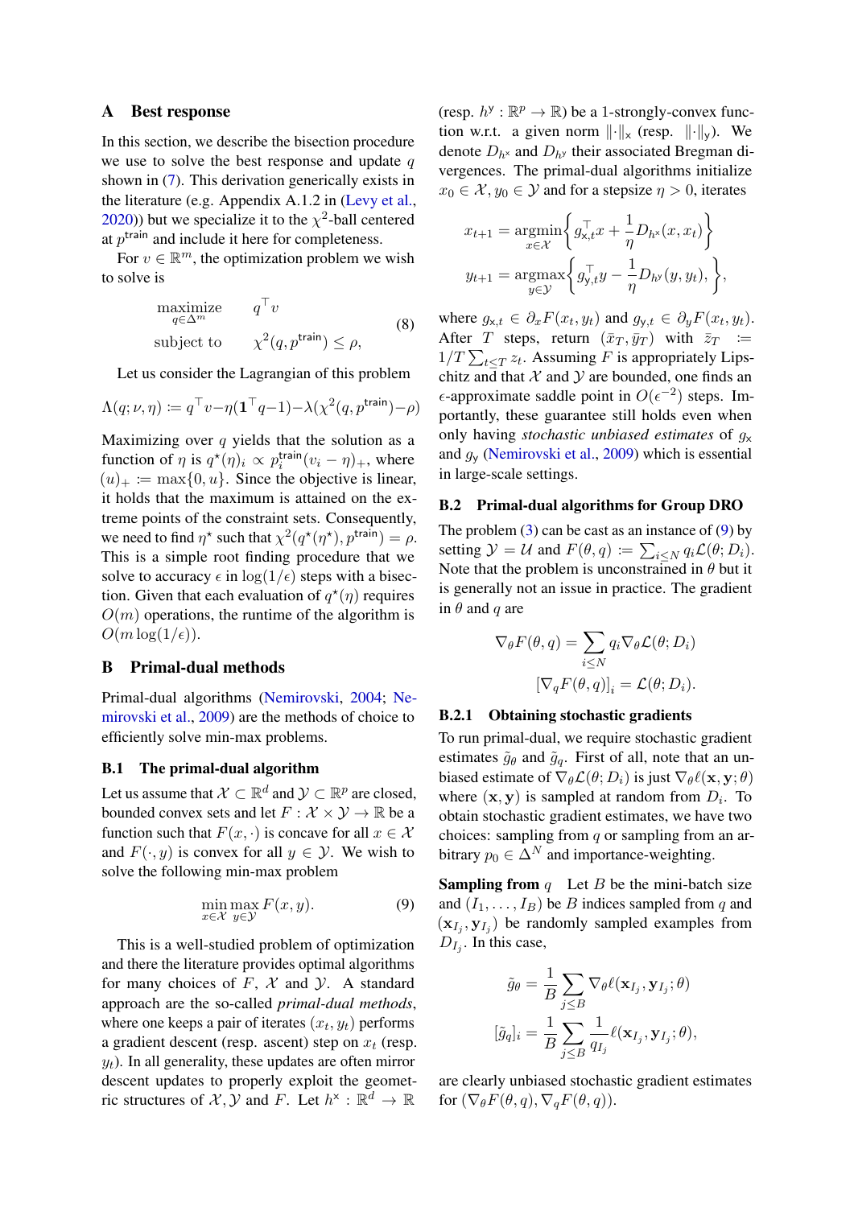## A Best response

In this section, we describe the bisection procedure we use to solve the best response and update $q$ shown in (7). This derivation generically exists in the literature (e.g. Appendix A.1.2 in (Levy et al., 2020)) but we specialize it to the $\chi^2$-ball centered at $p^{\text{train}}$ and include it here for completeness.

For $v \in \mathbb{R}^m$, the optimization problem we wish to solve is

$$\begin{aligned} \underset{q \in \Delta^m}{\text{maximize}} \quad & q^\top v \\ \text{subject to} \quad & \chi^2(q, p^{\text{train}}) \leq \rho, \end{aligned} \tag{8}$$

Let us consider the Lagrangian of this problem

$$\Lambda(q; \nu, \eta) \coloneqq q^\top v - \eta(\mathbf{1}^\top q - 1) - \lambda(\chi^2(q, p^{\text{train}}) - \rho)$$

Maximizing over $q$ yields that the solution as a function of $\eta$ is $q^\star(\eta)_i \propto p_i^{\text{train}}(v_i - \eta)_+$, where $(u)_+ \coloneqq \max\{0, u\}$. Since the objective is linear, it holds that the maximum is attained on the extreme points of the constraint sets. Consequently, we need to find $\eta^\star$ such that $\chi^2(q^\star(\eta^\star), p^{\text{train}}) = \rho$. This is a simple root finding procedure that we solve to accuracy $\epsilon$ in $\log(1/\epsilon)$ steps with a bisection. Given that each evaluation of $q^\star(\eta)$ requires $O(m)$ operations, the runtime of the algorithm is $O(m \log(1/\epsilon))$.

## B Primal-dual methods

Primal-dual algorithms (Nemirovski, 2004; Nemirovski et al., 2009) are the methods of choice to efficiently solve min-max problems.

### B.1 The primal-dual algorithm

Let us assume that $\mathcal{X} \subset \mathbb{R}^d$ and $\mathcal{Y} \subset \mathbb{R}^p$ are closed, bounded convex sets and let $F : \mathcal{X} \times \mathcal{Y} \to \mathbb{R}$ be a function such that $F(x, \cdot)$ is concave for all $x \in \mathcal{X}$ and $F(\cdot, y)$ is convex for all $y \in \mathcal{Y}$. We wish to solve the following min-max problem

$$\min_{x \in \mathcal{X}} \max_{y \in \mathcal{Y}} F(x, y). \tag{9}$$

This is a well-studied problem of optimization and there the literature provides optimal algorithms for many choices of $F$, $\mathcal{X}$ and $\mathcal{Y}$. A standard approach are the so-called *primal-dual methods*, where one keeps a pair of iterates $(x_t, y_t)$ performs a gradient descent (resp. ascent) step on $x_t$ (resp. $y_t$). In all generality, these updates are often mirror descent updates to properly exploit the geometric structures of $\mathcal{X}, \mathcal{Y}$ and $F$. Let $h^{\mathsf{x}} : \mathbb{R}^d \to \mathbb{R}$ (resp. $h^{\mathsf{y}} : \mathbb{R}^p \to \mathbb{R}$) be a 1-strongly-convex function w.r.t. a given norm $\|\cdot\|_{\mathsf{x}}$ (resp. $\|\cdot\|_{\mathsf{y}}$). We denote $D_{h^{\mathsf{x}}}$ and $D_{h^{\mathsf{y}}}$ their associated Bregman divergences. The primal-dual algorithms initialize $x_0 \in \mathcal{X}, y_0 \in \mathcal{Y}$ and for a stepsize $\eta > 0$, iterates

$$\begin{aligned} x_{t+1} &= \underset{x \in \mathcal{X}}{\text{argmin}} \left\{ g_{\mathsf{x},t}^\top x + \frac{1}{\eta} D_{h^{\mathsf{x}}}(x, x_t) \right\} \\ y_{t+1} &= \underset{y \in \mathcal{Y}}{\text{argmax}} \left\{ g_{\mathsf{y},t}^\top y - \frac{1}{\eta} D_{h^{\mathsf{y}}}(y, y_t), \right\}, \end{aligned}$$

where $g_{\mathsf{x},t} \in \partial_x F(x_t, y_t)$ and $g_{\mathsf{y},t} \in \partial_y F(x_t, y_t)$. After $T$ steps, return $(\bar{x}_T, \bar{y}_T)$ with $\bar{z}_T \coloneqq 1/T \sum_{t \leq T} z_t$. Assuming $F$ is appropriately Lipschitz and that $\mathcal{X}$ and $\mathcal{Y}$ are bounded, one finds an $\epsilon$-approximate saddle point in $O(\epsilon^{-2})$ steps. Importantly, these guarantee still holds even when only having *stochastic unbiased estimates* of $g_{\mathsf{x}}$ and $g_{\mathsf{y}}$ (Nemirovski et al., 2009) which is essential in large-scale settings.

### B.2 Primal-dual algorithms for Group DRO

The problem (3) can be cast as an instance of (9) by setting $\mathcal{Y} = \mathcal{U}$ and $F(\theta, q) \coloneqq \sum_{i \leq N} q_i \mathcal{L}(\theta; D_i)$. Note that the problem is unconstrained in $\theta$ but it is generally not an issue in practice. The gradient in $\theta$ and $q$ are

$$\begin{aligned} \nabla_\theta F(\theta, q) &= \sum_{i \leq N} q_i \nabla_\theta \mathcal{L}(\theta; D_i) \\ [\nabla_q F(\theta, q)]_i &= \mathcal{L}(\theta; D_i). \end{aligned}$$

#### B.2.1 Obtaining stochastic gradients

To run primal-dual, we require stochastic gradient estimates $\tilde{g}_\theta$ and $\tilde{g}_q$. First of all, note that an unbiased estimate of $\nabla_\theta \mathcal{L}(\theta; D_i)$ is just $\nabla_\theta \ell(\mathbf{x}, \mathbf{y}; \theta)$ where $(\mathbf{x}, \mathbf{y})$ is sampled at random from $D_i$. To obtain stochastic gradient estimates, we have two choices: sampling from $q$ or sampling from an arbitrary $p_0 \in \Delta^N$ and importance-weighting.

**Sampling from $q$** Let $B$ be the mini-batch size and $(I_1, \ldots, I_B)$ be $B$ indices sampled from $q$ and $(\mathbf{x}_{I_j}, \mathbf{y}_{I_j})$ be randomly sampled examples from $D_{I_j}$. In this case,

$$\begin{aligned} \tilde{g}_\theta &= \frac{1}{B} \sum_{j \leq B} \nabla_\theta \ell(\mathbf{x}_{I_j}, \mathbf{y}_{I_j}; \theta) \\ [\tilde{g}_q]_i &= \frac{1}{B} \sum_{j \leq B} \frac{1}{q_{I_j}} \ell(\mathbf{x}_{I_j}, \mathbf{y}_{I_j}; \theta), \end{aligned}$$

are clearly unbiased stochastic gradient estimates for $(\nabla_\theta F(\theta, q), \nabla_q F(\theta, q))$.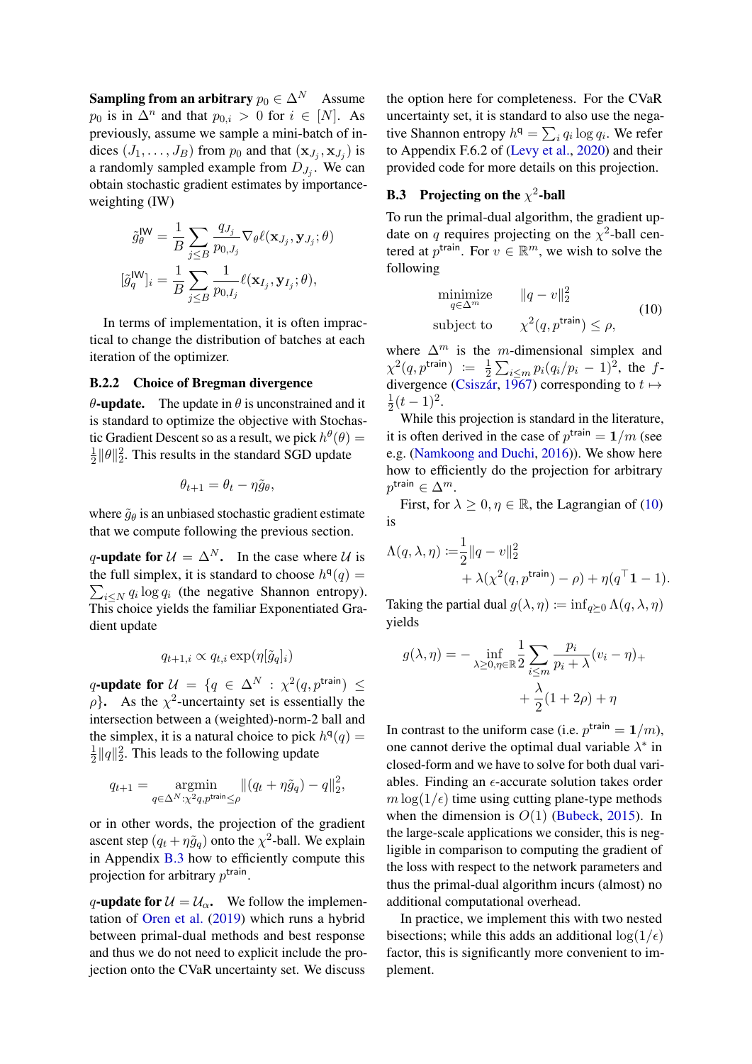**Sampling from an arbitrary $p_0 \in \Delta^N$** Assume $p_0$ is in $\Delta^n$ and that $p_{0,i} > 0$ for $i \in [N]$. As previously, assume we sample a mini-batch of indices $(J_1, \ldots, J_B)$ from $p_0$ and that $(\mathbf{x}_{J_j}, \mathbf{x}_{J_j})$ is a randomly sampled example from $D_{J_j}$. We can obtain stochastic gradient estimates by importance-weighting (IW)

$$\tilde{g}_\theta^{\mathsf{IW}} = \frac{1}{B} \sum_{j \le B} \frac{q_{J_j}}{p_{0,J_j}} \nabla_\theta \ell(\mathbf{x}_{J_j}, \mathbf{y}_{J_j}; \theta)$$

$$[\tilde{g}_q^{\mathsf{IW}}]_i = \frac{1}{B} \sum_{j \le B} \frac{1}{p_{0,I_j}} \ell(\mathbf{x}_{I_j}, \mathbf{y}_{I_j}; \theta),$$

In terms of implementation, it is often impractical to change the distribution of batches at each iteration of the optimizer.

#### B.2.2 Choice of Bregman divergence

**$\theta$-update.** The update in $\theta$ is unconstrained and it is standard to optimize the objective with Stochastic Gradient Descent so as a result, we pick $h^\theta(\theta) = \frac{1}{2}\|\theta\|_2^2$. This results in the standard SGD update

$$\theta_{t+1} = \theta_t - \eta \tilde{g}_\theta,$$

where $\tilde{g}_\theta$ is an unbiased stochastic gradient estimate that we compute following the previous section.

**$q$-update for $\mathcal{U} = \Delta^N$.** In the case where $\mathcal{U}$ is the full simplex, it is standard to choose $h^{\mathsf{q}}(q) = \sum_{i \le N} q_i \log q_i$ (the negative Shannon entropy). This choice yields the familiar Exponentiated Gradient update

$$q_{t+1,i} \propto q_{t,i} \exp(\eta [\tilde{g}_q]_i)$$

**$q$-update for $\mathcal{U} = \{q \in \Delta^N : \chi^2(q, p^{\mathsf{train}}) \le \rho\}$.** As the $\chi^2$-uncertainty set is essentially the intersection between a (weighted)-norm-2 ball and the simplex, it is a natural choice to pick $h^{\mathsf{q}}(q) = \frac{1}{2}\|q\|_2^2$. This leads to the following update

$$q_{t+1} = \operatorname*{argmin}_{q \in \Delta^N : \chi^2 q, p^{\mathsf{train}} \le \rho} \|(q_t + \eta \tilde{g}_q) - q\|_2^2,$$

or in other words, the projection of the gradient ascent step $(q_t + \eta \tilde{g}_q)$ onto the $\chi^2$-ball. We explain in Appendix B.3 how to efficiently compute this projection for arbitrary $p^{\mathsf{train}}$.

**$q$-update for $\mathcal{U} = \mathcal{U}_\alpha$.** We follow the implementation of Oren et al. (2019) which runs a hybrid between primal-dual methods and best response and thus we do not need to explicit include the projection onto the CVaR uncertainty set. We discuss the option here for completeness. For the CVaR uncertainty set, it is standard to also use the negative Shannon entropy $h^{\mathsf{q}} = \sum_i q_i \log q_i$. We refer to Appendix F.6.2 of (Levy et al., 2020) and their provided code for more details on this projection.

### B.3 Projecting on the $\chi^2$-ball

To run the primal-dual algorithm, the gradient update on $q$ requires projecting on the $\chi^2$-ball centered at $p^{\mathsf{train}}$. For $v \in \mathbb{R}^m$, we wish to solve the following

$$\begin{aligned} \operatorname*{minimize}_{q \in \Delta^m} \quad & \|q - v\|_2^2 \\ \text{subject to} \quad & \chi^2(q, p^{\mathsf{train}}) \le \rho, \end{aligned} \tag{10}$$

where $\Delta^m$ is the $m$-dimensional simplex and $\chi^2(q, p^{\mathsf{train}}) := \frac{1}{2}\sum_{i \le m} p_i (q_i/p_i - 1)^2$, the $f$-divergence (Csiszár, 1967) corresponding to $t \mapsto \frac{1}{2}(t-1)^2$.

While this projection is standard in the literature, it is often derived in the case of $p^{\mathsf{train}} = \mathbf{1}/m$ (see e.g. (Namkoong and Duchi, 2016)). We show here how to efficiently do the projection for arbitrary $p^{\mathsf{train}} \in \Delta^m$.

First, for $\lambda \ge 0, \eta \in \mathbb{R}$, the Lagrangian of (10) is

$$\Lambda(q, \lambda, \eta) := \frac{1}{2}\|q - v\|_2^2 + \lambda(\chi^2(q, p^{\mathsf{train}}) - \rho) + \eta(q^\top \mathbf{1} - 1).$$

Taking the partial dual $g(\lambda, \eta) := \inf_{q \ge 0} \Lambda(q, \lambda, \eta)$ yields

$$g(\lambda, \eta) = -\inf_{\lambda \ge 0, \eta \in \mathbb{R}} \frac{1}{2} \sum_{i \le m} \frac{p_i}{p_i + \lambda}(v_i - \eta)_+ + \frac{\lambda}{2}(1 + 2\rho) + \eta$$

In contrast to the uniform case (i.e. $p^{\mathsf{train}} = \mathbf{1}/m$), one cannot derive the optimal dual variable $\lambda^*$ in closed-form and we have to solve for both dual variables. Finding an $\epsilon$-accurate solution takes order $m \log(1/\epsilon)$ time using cutting plane-type methods when the dimension is $O(1)$ (Bubeck, 2015). In the large-scale applications we consider, this is negligible in comparison to computing the gradient of the loss with respect to the network parameters and thus the primal-dual algorithm incurs (almost) no additional computational overhead.

In practice, we implement this with two nested bisections; while this adds an additional $\log(1/\epsilon)$ factor, this is significantly more convenient to implement.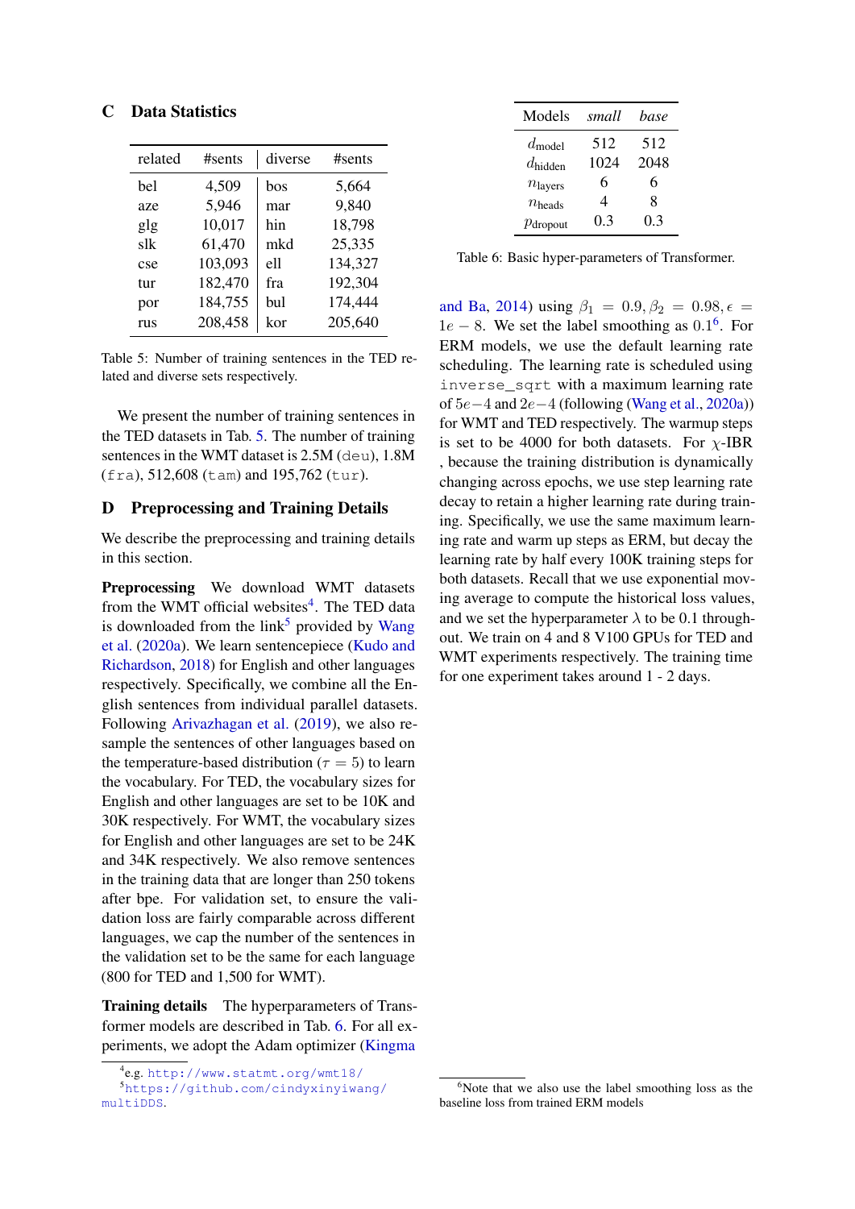## C Data Statistics

| related | #sents | diverse | #sents |
|---|---|---|---|
| bel | 4,509 | bos | 5,664 |
| aze | 5,946 | mar | 9,840 |
| glg | 10,017 | hin | 18,798 |
| slk | 61,470 | mkd | 25,335 |
| cse | 103,093 | ell | 134,327 |
| tur | 182,470 | fra | 192,304 |
| por | 184,755 | bul | 174,444 |
| rus | 208,458 | kor | 205,640 |

Table 5: Number of training sentences in the TED related and diverse sets respectively.

We present the number of training sentences in the TED datasets in Tab. 5. The number of training sentences in the WMT dataset is 2.5M (`deu`), 1.8M (`fra`), 512,608 (`tam`) and 195,762 (`tur`).

## D Preprocessing and Training Details

We describe the preprocessing and training details in this section.

**Preprocessing** We download WMT datasets from the WMT official websites[4]. The TED data is downloaded from the link[5] provided by Wang et al. (2020a). We learn sentencepiece (Kudo and Richardson, 2018) for English and other languages respectively. Specifically, we combine all the English sentences from individual parallel datasets. Following Arivazhagan et al. (2019), we also resample the sentences of other languages based on the temperature-based distribution ($\tau = 5$) to learn the vocabulary. For TED, the vocabulary sizes for English and other languages are set to be 10K and 30K respectively. For WMT, the vocabulary sizes for English and other languages are set to be 24K and 34K respectively. We also remove sentences in the training data that are longer than 250 tokens after bpe. For validation set, to ensure the validation loss are fairly comparable across different languages, we cap the number of the sentences in the validation set to be the same for each language (800 for TED and 1,500 for WMT).

**Training details** The hyperparameters of Transformer models are described in Tab. 6. For all experiments, we adopt the Adam optimizer (Kingma and Ba, 2014) using $\beta_1 = 0.9, \beta_2 = 0.98, \epsilon = 1e-8$. We set the label smoothing as $0.1$[6]. For ERM models, we use the default learning rate scheduling. The learning rate is scheduled using `inverse_sqrt` with a maximum learning rate of $5e-4$ and $2e-4$ (following (Wang et al., 2020a)) for WMT and TED respectively. The warmup steps is set to be 4000 for both datasets. For $\chi$-IBR , because the training distribution is dynamically changing across epochs, we use step learning rate decay to retain a higher learning rate during training. Specifically, we use the same maximum learning rate and warm up steps as ERM, but decay the learning rate by half every 100K training steps for both datasets. Recall that we use exponential moving average to compute the historical loss values, and we set the hyperparameter $\lambda$ to be 0.1 throughout. We train on 4 and 8 V100 GPUs for TED and WMT experiments respectively. The training time for one experiment takes around 1 - 2 days.

| Models | *small* | *base* |
|---|---|---|
| $d_{\text{model}}$ | 512 | 512 |
| $d_{\text{hidden}}$ | 1024 | 2048 |
| $n_{\text{layers}}$ | 6 | 6 |
| $n_{\text{heads}}$ | 4 | 8 |
| $p_{\text{dropout}}$ | 0.3 | 0.3 |

Table 6: Basic hyper-parameters of Transformer.

[4] e.g. http://www.statmt.org/wmt18/

[5] https://github.com/cindyxinyiwang/multiDDS.

[6] Note that we also use the label smoothing loss as the baseline loss from trained ERM models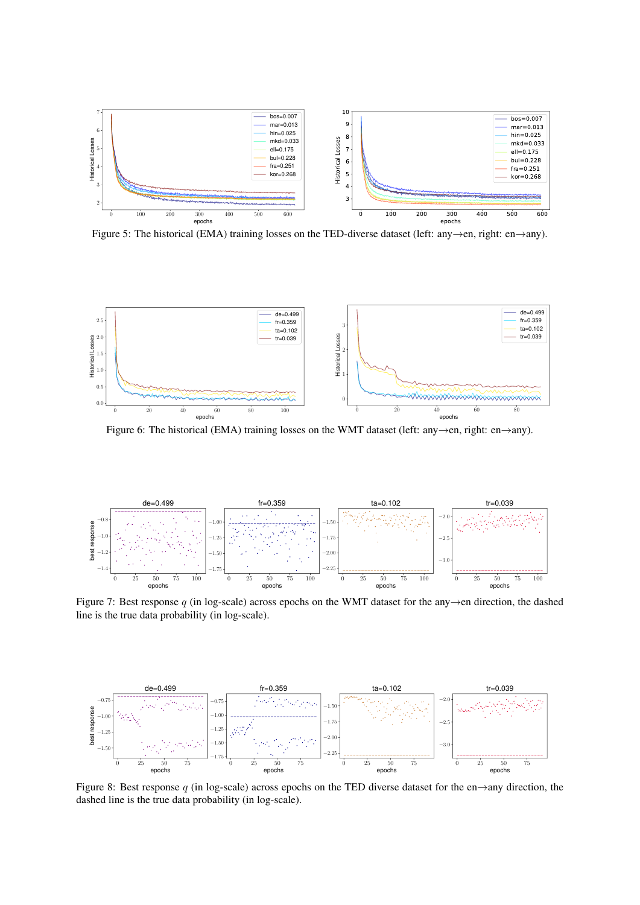Historical Losses

epochs

bos=0.007
mar=0.013
hin=0.025
mkd=0.033
ell=0.175
bul=0.228
fra=0.251
kor=0.268

Figure 5: The historical (EMA) training losses on the TED-diverse dataset (left: any→en, right: en→any).

Historical Losses

epochs

de=0.499
fr=0.359
ta=0.102
tr=0.039

Figure 6: The historical (EMA) training losses on the WMT dataset (left: any→en, right: en→any).

de=0.499 fr=0.359 ta=0.102 tr=0.039

best response

epochs

Figure 7: Best response $q$ (in log-scale) across epochs on the WMT dataset for the any→en direction, the dashed line is the true data probability (in log-scale).

de=0.499 fr=0.359 ta=0.102 tr=0.039

best response

epochs

Figure 8: Best response $q$ (in log-scale) across epochs on the TED diverse dataset for the en→any direction, the dashed line is the true data probability (in log-scale).